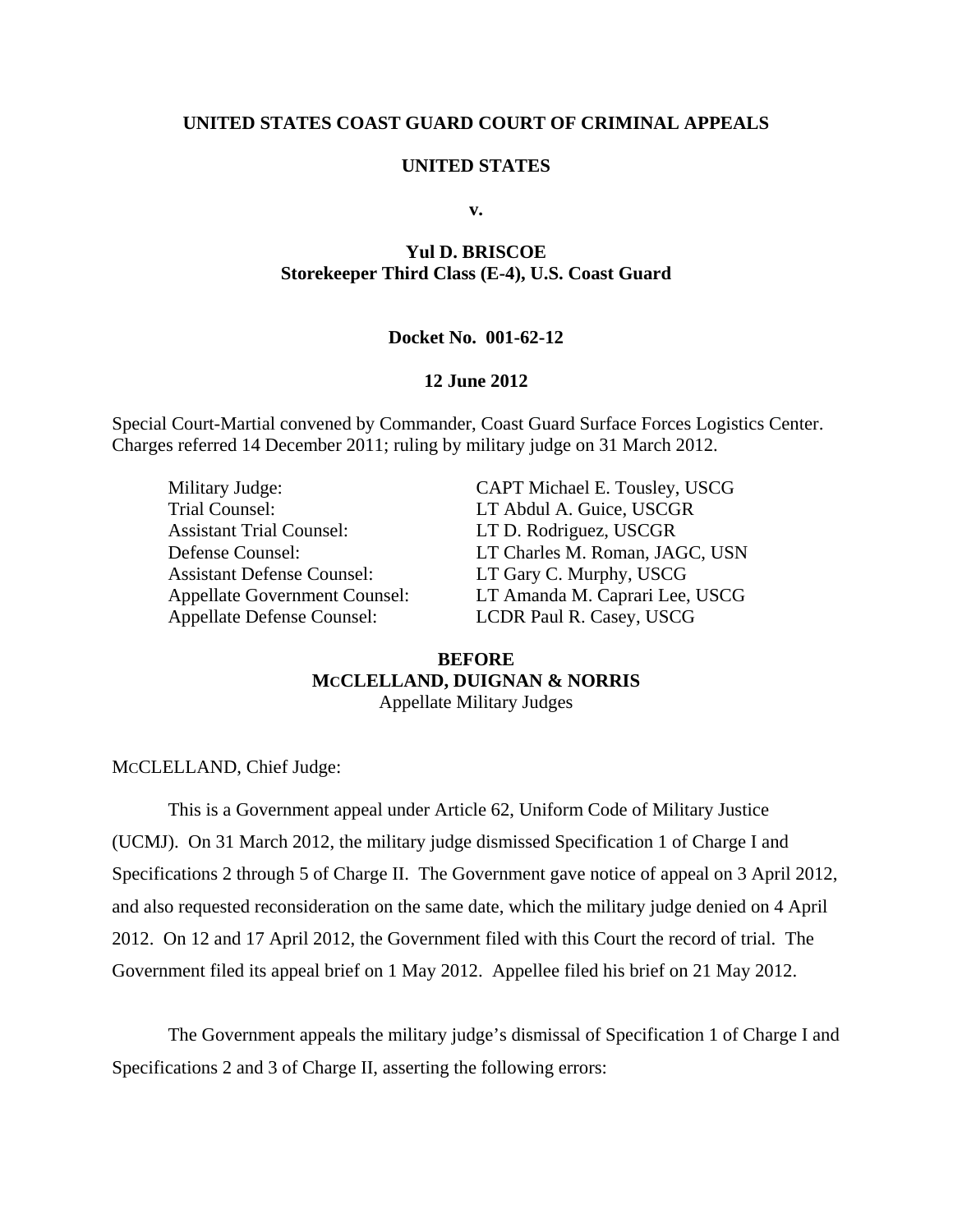**UNITED STATES COAST GUARD COURT OF CRIMINAL APPEALS**

**UNITED STATES**

**v.**

**Yul D. BRISCOE**
**Storekeeper Third Class (E-4), U.S. Coast Guard**

**Docket No. 001-62-12**

**12 June 2012**

Special Court-Martial convened by Commander, Coast Guard Surface Forces Logistics Center. Charges referred 14 December 2011; ruling by military judge on 31 March 2012.

| | |
|---|---|
| Military Judge: | CAPT Michael E. Tousley, USCG |
| Trial Counsel: | LT Abdul A. Guice, USCGR |
| Assistant Trial Counsel: | LT D. Rodriguez, USCGR |
| Defense Counsel: | LT Charles M. Roman, JAGC, USN |
| Assistant Defense Counsel: | LT Gary C. Murphy, USCG |
| Appellate Government Counsel: | LT Amanda M. Caprari Lee, USCG |
| Appellate Defense Counsel: | LCDR Paul R. Casey, USCG |

**BEFORE**
**MCCLELLAND, DUIGNAN & NORRIS**
Appellate Military Judges

MCCLELLAND, Chief Judge:

This is a Government appeal under Article 62, Uniform Code of Military Justice (UCMJ). On 31 March 2012, the military judge dismissed Specification 1 of Charge I and Specifications 2 through 5 of Charge II. The Government gave notice of appeal on 3 April 2012, and also requested reconsideration on the same date, which the military judge denied on 4 April 2012. On 12 and 17 April 2012, the Government filed with this Court the record of trial. The Government filed its appeal brief on 1 May 2012. Appellee filed his brief on 21 May 2012.

The Government appeals the military judge's dismissal of Specification 1 of Charge I and Specifications 2 and 3 of Charge II, asserting the following errors: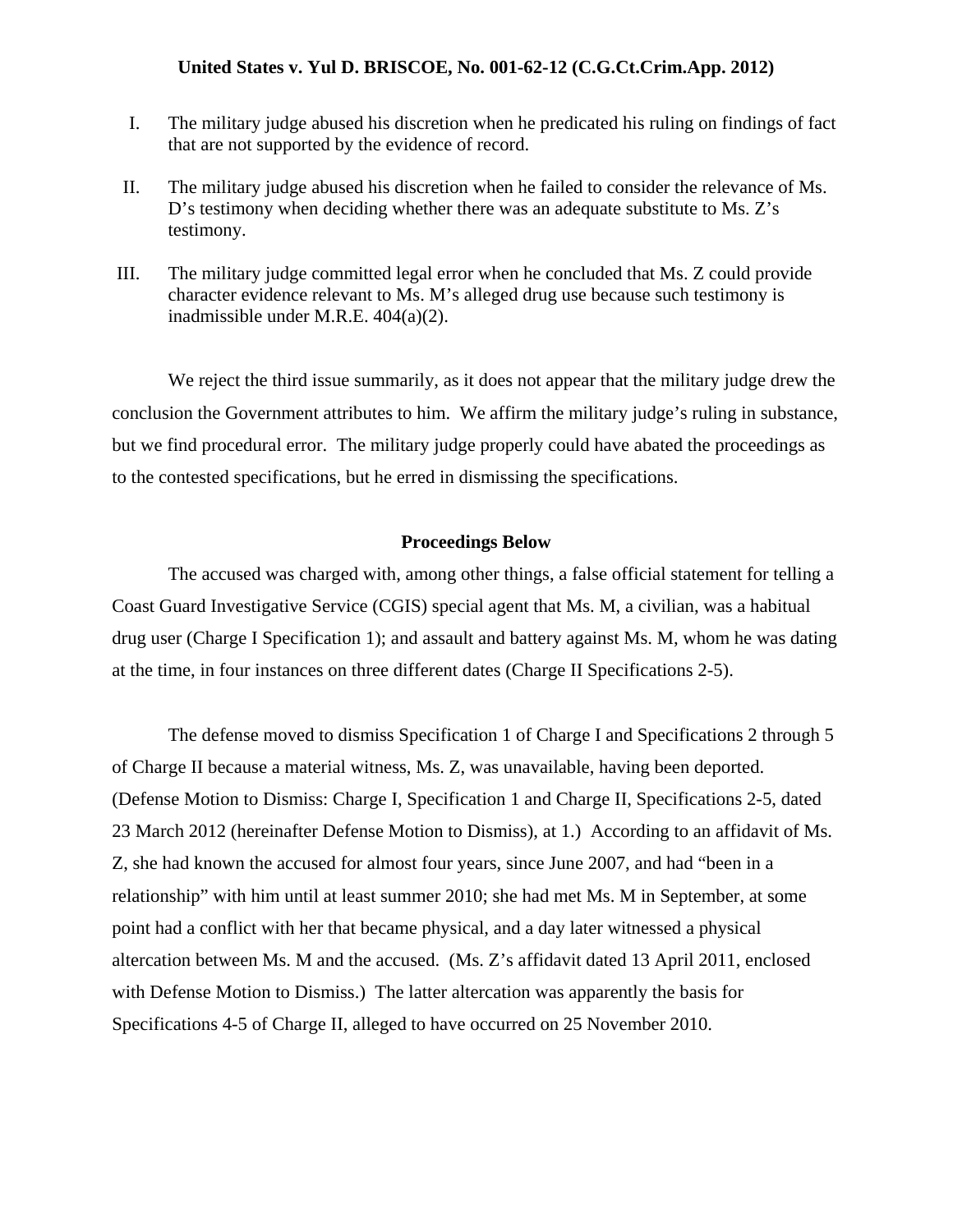I. The military judge abused his discretion when he predicated his ruling on findings of fact that are not supported by the evidence of record.

II. The military judge abused his discretion when he failed to consider the relevance of Ms. D's testimony when deciding whether there was an adequate substitute to Ms. Z's testimony.

III. The military judge committed legal error when he concluded that Ms. Z could provide character evidence relevant to Ms. M's alleged drug use because such testimony is inadmissible under M.R.E. 404(a)(2).

We reject the third issue summarily, as it does not appear that the military judge drew the conclusion the Government attributes to him. We affirm the military judge's ruling in substance, but we find procedural error. The military judge properly could have abated the proceedings as to the contested specifications, but he erred in dismissing the specifications.

## Proceedings Below

The accused was charged with, among other things, a false official statement for telling a Coast Guard Investigative Service (CGIS) special agent that Ms. M, a civilian, was a habitual drug user (Charge I Specification 1); and assault and battery against Ms. M, whom he was dating at the time, in four instances on three different dates (Charge II Specifications 2-5).

The defense moved to dismiss Specification 1 of Charge I and Specifications 2 through 5 of Charge II because a material witness, Ms. Z, was unavailable, having been deported. (Defense Motion to Dismiss: Charge I, Specification 1 and Charge II, Specifications 2-5, dated 23 March 2012 (hereinafter Defense Motion to Dismiss), at 1.) According to an affidavit of Ms. Z, she had known the accused for almost four years, since June 2007, and had "been in a relationship" with him until at least summer 2010; she had met Ms. M in September, at some point had a conflict with her that became physical, and a day later witnessed a physical altercation between Ms. M and the accused. (Ms. Z's affidavit dated 13 April 2011, enclosed with Defense Motion to Dismiss.) The latter altercation was apparently the basis for Specifications 4-5 of Charge II, alleged to have occurred on 25 November 2010.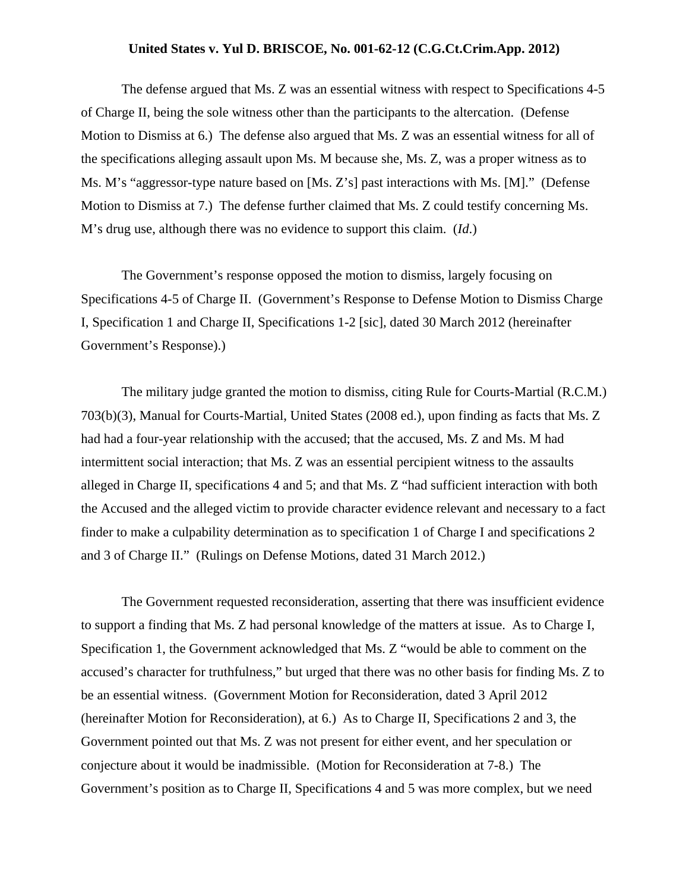The defense argued that Ms. Z was an essential witness with respect to Specifications 4-5 of Charge II, being the sole witness other than the participants to the altercation. (Defense Motion to Dismiss at 6.) The defense also argued that Ms. Z was an essential witness for all of the specifications alleging assault upon Ms. M because she, Ms. Z, was a proper witness as to Ms. M's "aggressor-type nature based on [Ms. Z's] past interactions with Ms. [M]." (Defense Motion to Dismiss at 7.) The defense further claimed that Ms. Z could testify concerning Ms. M's drug use, although there was no evidence to support this claim. (*Id*.)

The Government's response opposed the motion to dismiss, largely focusing on Specifications 4-5 of Charge II. (Government's Response to Defense Motion to Dismiss Charge I, Specification 1 and Charge II, Specifications 1-2 [sic], dated 30 March 2012 (hereinafter Government's Response).)

The military judge granted the motion to dismiss, citing Rule for Courts-Martial (R.C.M.) 703(b)(3), Manual for Courts-Martial, United States (2008 ed.), upon finding as facts that Ms. Z had had a four-year relationship with the accused; that the accused, Ms. Z and Ms. M had intermittent social interaction; that Ms. Z was an essential percipient witness to the assaults alleged in Charge II, specifications 4 and 5; and that Ms. Z "had sufficient interaction with both the Accused and the alleged victim to provide character evidence relevant and necessary to a fact finder to make a culpability determination as to specification 1 of Charge I and specifications 2 and 3 of Charge II." (Rulings on Defense Motions, dated 31 March 2012.)

The Government requested reconsideration, asserting that there was insufficient evidence to support a finding that Ms. Z had personal knowledge of the matters at issue. As to Charge I, Specification 1, the Government acknowledged that Ms. Z "would be able to comment on the accused's character for truthfulness," but urged that there was no other basis for finding Ms. Z to be an essential witness. (Government Motion for Reconsideration, dated 3 April 2012 (hereinafter Motion for Reconsideration), at 6.) As to Charge II, Specifications 2 and 3, the Government pointed out that Ms. Z was not present for either event, and her speculation or conjecture about it would be inadmissible. (Motion for Reconsideration at 7-8.) The Government's position as to Charge II, Specifications 4 and 5 was more complex, but we need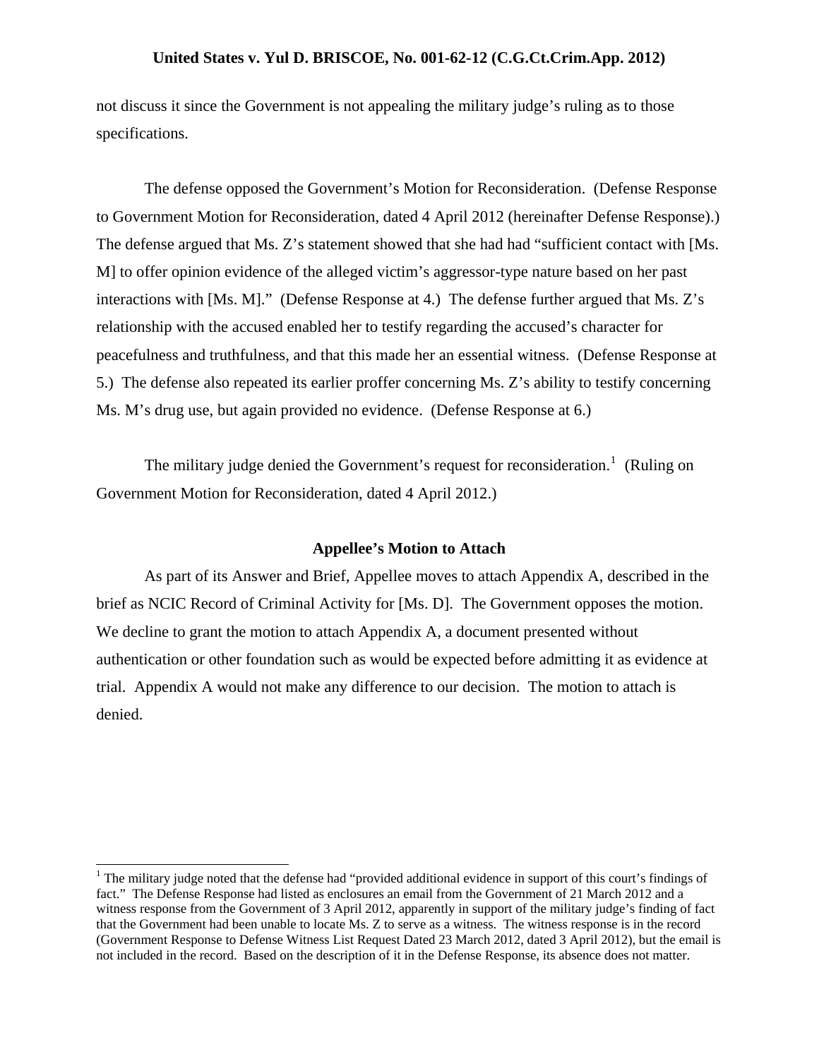not discuss it since the Government is not appealing the military judge's ruling as to those specifications.

The defense opposed the Government's Motion for Reconsideration. (Defense Response to Government Motion for Reconsideration, dated 4 April 2012 (hereinafter Defense Response).) The defense argued that Ms. Z's statement showed that she had had "sufficient contact with [Ms. M] to offer opinion evidence of the alleged victim's aggressor-type nature based on her past interactions with [Ms. M]." (Defense Response at 4.) The defense further argued that Ms. Z's relationship with the accused enabled her to testify regarding the accused's character for peacefulness and truthfulness, and that this made her an essential witness. (Defense Response at 5.) The defense also repeated its earlier proffer concerning Ms. Z's ability to testify concerning Ms. M's drug use, but again provided no evidence. (Defense Response at 6.)

The military judge denied the Government's request for reconsideration.[1] (Ruling on Government Motion for Reconsideration, dated 4 April 2012.)

### Appellee's Motion to Attach

As part of its Answer and Brief, Appellee moves to attach Appendix A, described in the brief as NCIC Record of Criminal Activity for [Ms. D]. The Government opposes the motion. We decline to grant the motion to attach Appendix A, a document presented without authentication or other foundation such as would be expected before admitting it as evidence at trial. Appendix A would not make any difference to our decision. The motion to attach is denied.

---

[1] The military judge noted that the defense had "provided additional evidence in support of this court's findings of fact." The Defense Response had listed as enclosures an email from the Government of 21 March 2012 and a witness response from the Government of 3 April 2012, apparently in support of the military judge's finding of fact that the Government had been unable to locate Ms. Z to serve as a witness. The witness response is in the record (Government Response to Defense Witness List Request Dated 23 March 2012, dated 3 April 2012), but the email is not included in the record. Based on the description of it in the Defense Response, its absence does not matter.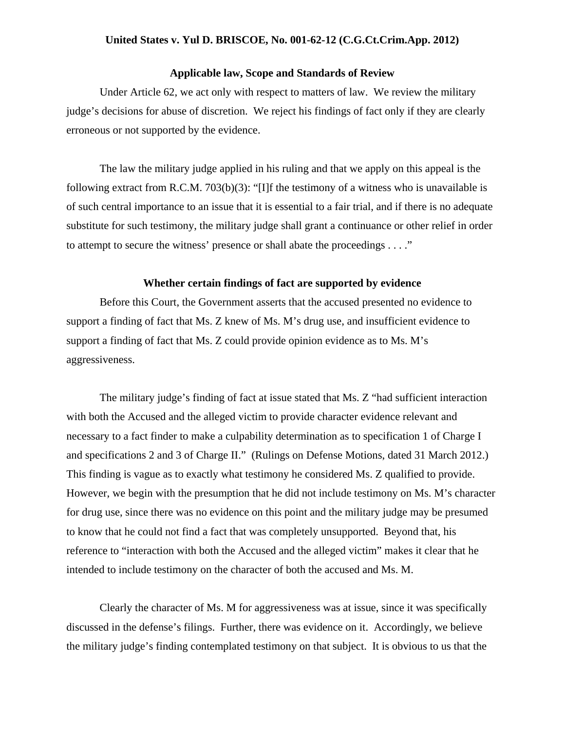**United States v. Yul D. BRISCOE, No. 001-62-12 (C.G.Ct.Crim.App. 2012)**

### Applicable law, Scope and Standards of Review

Under Article 62, we act only with respect to matters of law. We review the military judge's decisions for abuse of discretion. We reject his findings of fact only if they are clearly erroneous or not supported by the evidence.

The law the military judge applied in his ruling and that we apply on this appeal is the following extract from R.C.M. 703(b)(3): "[I]f the testimony of a witness who is unavailable is of such central importance to an issue that it is essential to a fair trial, and if there is no adequate substitute for such testimony, the military judge shall grant a continuance or other relief in order to attempt to secure the witness' presence or shall abate the proceedings . . . ."

### Whether certain findings of fact are supported by evidence

Before this Court, the Government asserts that the accused presented no evidence to support a finding of fact that Ms. Z knew of Ms. M's drug use, and insufficient evidence to support a finding of fact that Ms. Z could provide opinion evidence as to Ms. M's aggressiveness.

The military judge's finding of fact at issue stated that Ms. Z "had sufficient interaction with both the Accused and the alleged victim to provide character evidence relevant and necessary to a fact finder to make a culpability determination as to specification 1 of Charge I and specifications 2 and 3 of Charge II." (Rulings on Defense Motions, dated 31 March 2012.) This finding is vague as to exactly what testimony he considered Ms. Z qualified to provide. However, we begin with the presumption that he did not include testimony on Ms. M's character for drug use, since there was no evidence on this point and the military judge may be presumed to know that he could not find a fact that was completely unsupported. Beyond that, his reference to "interaction with both the Accused and the alleged victim" makes it clear that he intended to include testimony on the character of both the accused and Ms. M.

Clearly the character of Ms. M for aggressiveness was at issue, since it was specifically discussed in the defense's filings. Further, there was evidence on it. Accordingly, we believe the military judge's finding contemplated testimony on that subject. It is obvious to us that the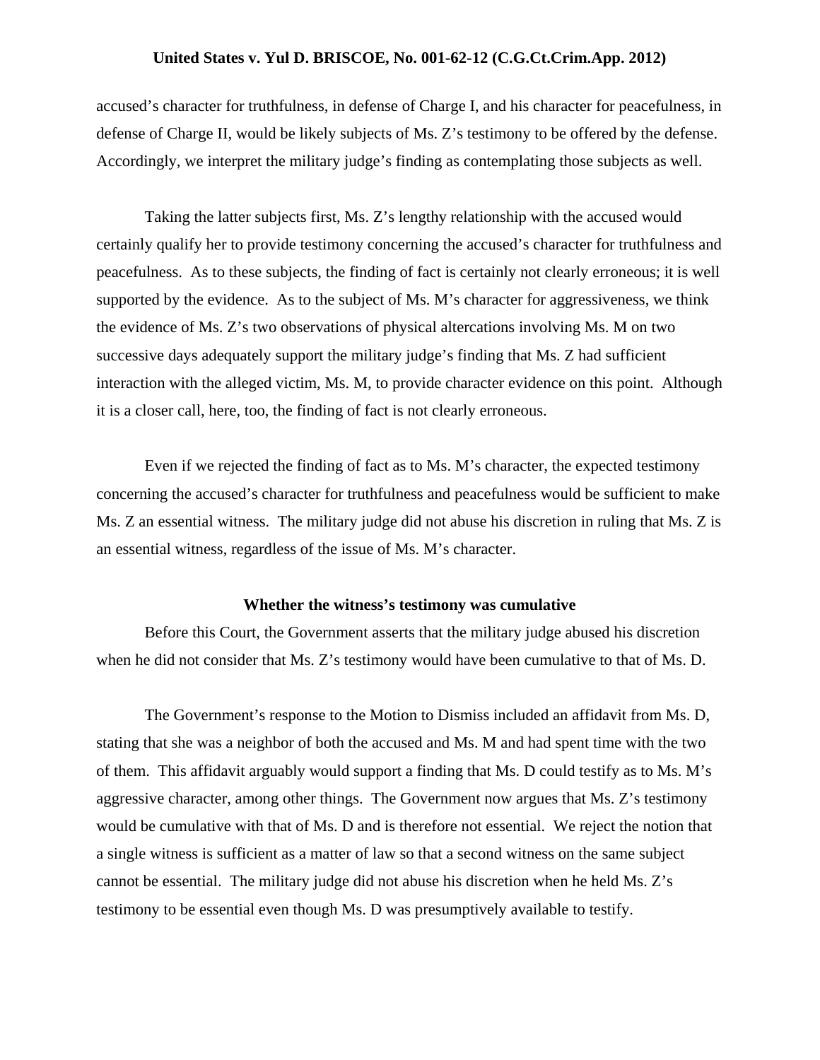accused's character for truthfulness, in defense of Charge I, and his character for peacefulness, in defense of Charge II, would be likely subjects of Ms. Z's testimony to be offered by the defense. Accordingly, we interpret the military judge's finding as contemplating those subjects as well.

Taking the latter subjects first, Ms. Z's lengthy relationship with the accused would certainly qualify her to provide testimony concerning the accused's character for truthfulness and peacefulness. As to these subjects, the finding of fact is certainly not clearly erroneous; it is well supported by the evidence. As to the subject of Ms. M's character for aggressiveness, we think the evidence of Ms. Z's two observations of physical altercations involving Ms. M on two successive days adequately support the military judge's finding that Ms. Z had sufficient interaction with the alleged victim, Ms. M, to provide character evidence on this point. Although it is a closer call, here, too, the finding of fact is not clearly erroneous.

Even if we rejected the finding of fact as to Ms. M's character, the expected testimony concerning the accused's character for truthfulness and peacefulness would be sufficient to make Ms. Z an essential witness. The military judge did not abuse his discretion in ruling that Ms. Z is an essential witness, regardless of the issue of Ms. M's character.

### Whether the witness's testimony was cumulative

Before this Court, the Government asserts that the military judge abused his discretion when he did not consider that Ms. Z's testimony would have been cumulative to that of Ms. D.

The Government's response to the Motion to Dismiss included an affidavit from Ms. D, stating that she was a neighbor of both the accused and Ms. M and had spent time with the two of them. This affidavit arguably would support a finding that Ms. D could testify as to Ms. M's aggressive character, among other things. The Government now argues that Ms. Z's testimony would be cumulative with that of Ms. D and is therefore not essential. We reject the notion that a single witness is sufficient as a matter of law so that a second witness on the same subject cannot be essential. The military judge did not abuse his discretion when he held Ms. Z's testimony to be essential even though Ms. D was presumptively available to testify.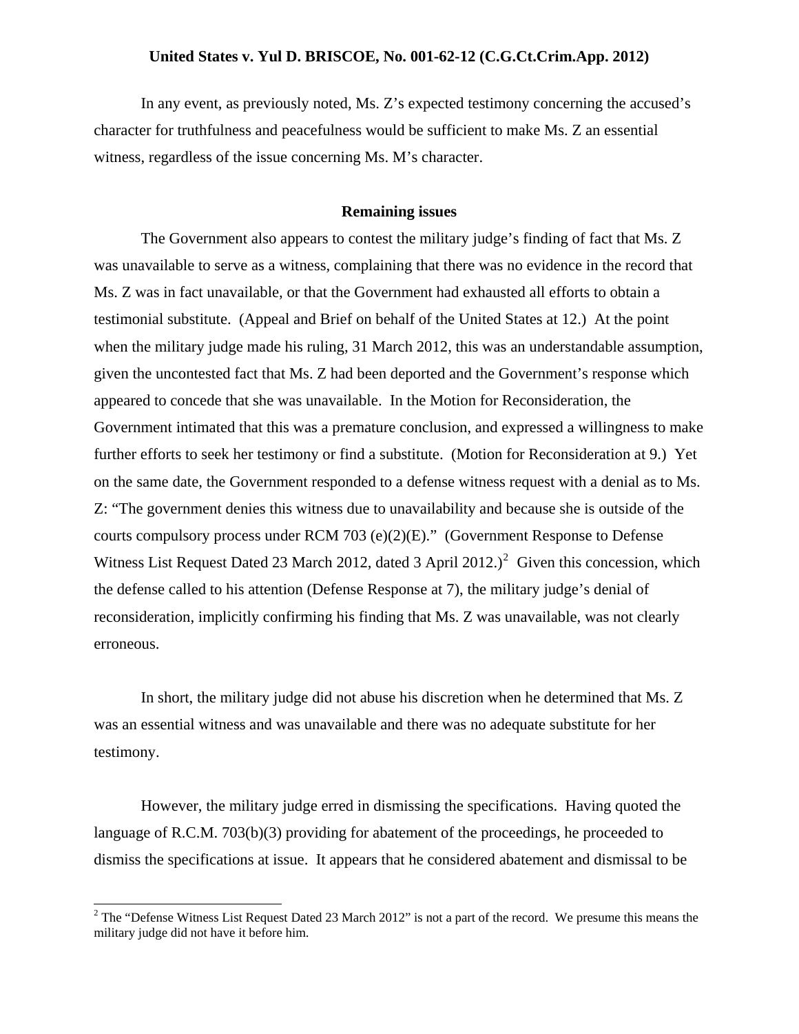In any event, as previously noted, Ms. Z's expected testimony concerning the accused's character for truthfulness and peacefulness would be sufficient to make Ms. Z an essential witness, regardless of the issue concerning Ms. M's character.

**Remaining issues**

The Government also appears to contest the military judge's finding of fact that Ms. Z was unavailable to serve as a witness, complaining that there was no evidence in the record that Ms. Z was in fact unavailable, or that the Government had exhausted all efforts to obtain a testimonial substitute. (Appeal and Brief on behalf of the United States at 12.) At the point when the military judge made his ruling, 31 March 2012, this was an understandable assumption, given the uncontested fact that Ms. Z had been deported and the Government's response which appeared to concede that she was unavailable. In the Motion for Reconsideration, the Government intimated that this was a premature conclusion, and expressed a willingness to make further efforts to seek her testimony or find a substitute. (Motion for Reconsideration at 9.) Yet on the same date, the Government responded to a defense witness request with a denial as to Ms. Z: "The government denies this witness due to unavailability and because she is outside of the courts compulsory process under RCM 703 (e)(2)(E)." (Government Response to Defense Witness List Request Dated 23 March 2012, dated 3 April 2012.)[2] Given this concession, which the defense called to his attention (Defense Response at 7), the military judge's denial of reconsideration, implicitly confirming his finding that Ms. Z was unavailable, was not clearly erroneous.

In short, the military judge did not abuse his discretion when he determined that Ms. Z was an essential witness and was unavailable and there was no adequate substitute for her testimony.

However, the military judge erred in dismissing the specifications. Having quoted the language of R.C.M. 703(b)(3) providing for abatement of the proceedings, he proceeded to dismiss the specifications at issue. It appears that he considered abatement and dismissal to be

[2] The "Defense Witness List Request Dated 23 March 2012" is not a part of the record. We presume this means the military judge did not have it before him.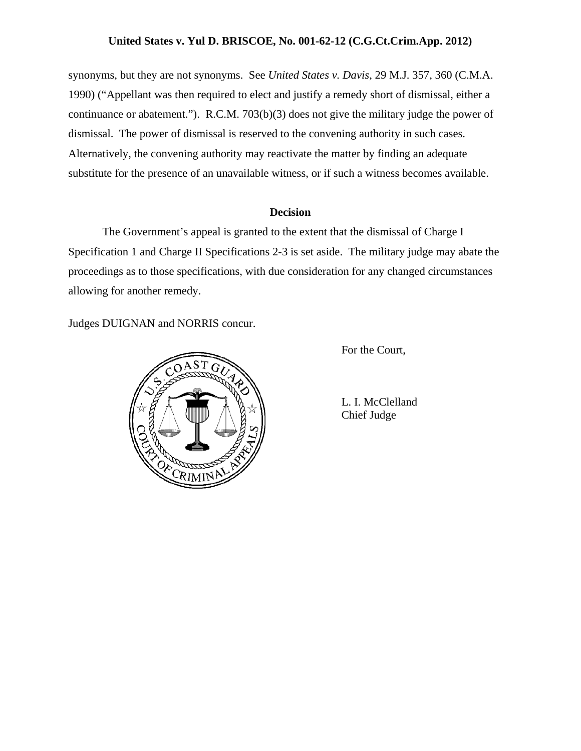synonyms, but they are not synonyms. See *United States v. Davis*, 29 M.J. 357, 360 (C.M.A. 1990) ("Appellant was then required to elect and justify a remedy short of dismissal, either a continuance or abatement."). R.C.M. 703(b)(3) does not give the military judge the power of dismissal. The power of dismissal is reserved to the convening authority in such cases. Alternatively, the convening authority may reactivate the matter by finding an adequate substitute for the presence of an unavailable witness, or if such a witness becomes available.

## Decision

The Government's appeal is granted to the extent that the dismissal of Charge I Specification 1 and Charge II Specifications 2-3 is set aside. The military judge may abate the proceedings as to those specifications, with due consideration for any changed circumstances allowing for another remedy.

Judges DUIGNAN and NORRIS concur.

For the Court,

L. I. McClelland
Chief Judge